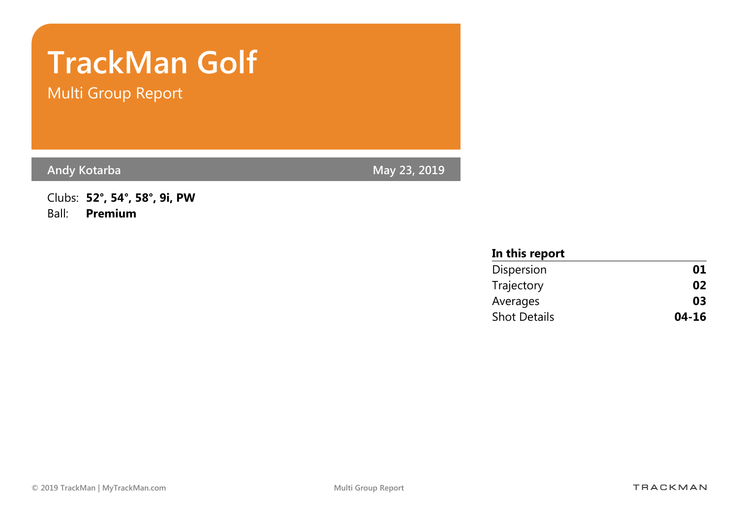# TrackMan Golf

## Multi Group Report

**Andy Kotarba** — **May 23, 2019**

Clubs: **52°, 54°, 58°, 9i, PW**
Ball: **Premium**

| **In this report** | |
|---|---|
| Dispersion | **01** |
| Trajectory | **02** |
| Averages | **03** |
| Shot Details | **04-16** |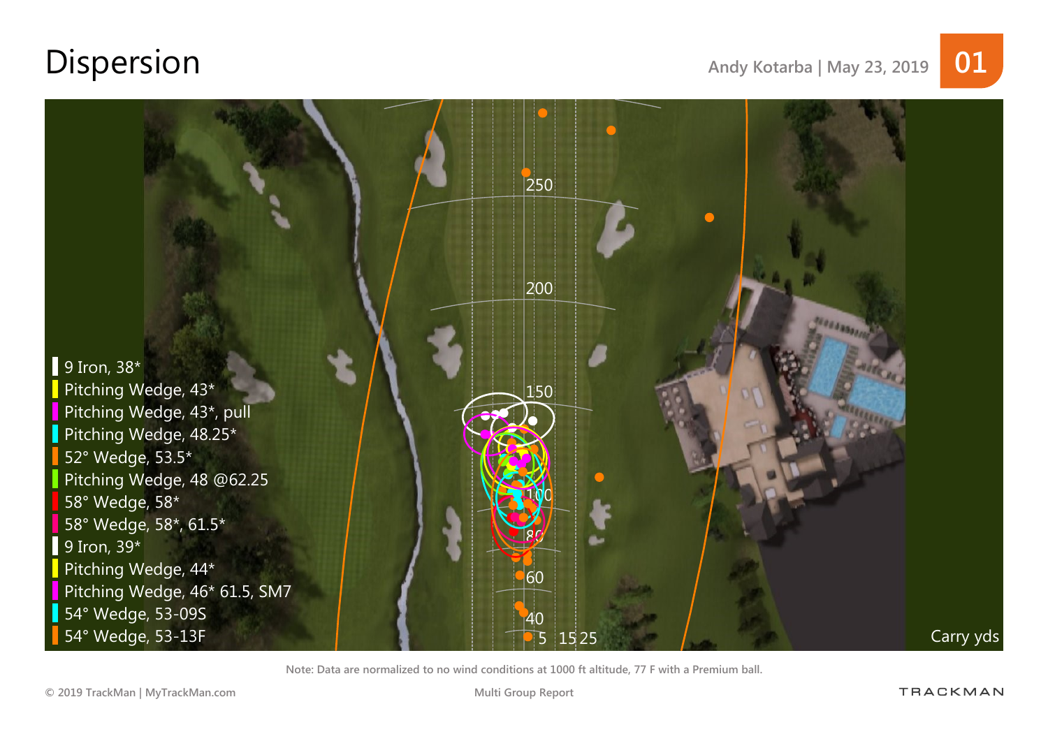# Dispersion

Andy Kotarba | May 23, 2019

01

- 9 Iron, 38*
- Pitching Wedge, 43*
- Pitching Wedge, 43*, pull
- Pitching Wedge, 48.25*
- 52° Wedge, 53.5*
- Pitching Wedge, 48 @62.25
- 58° Wedge, 58*
- 58° Wedge, 58*, 61.5*
- 9 Iron, 39*
- Pitching Wedge, 44*
- Pitching Wedge, 46* 61.5, SM7
- 54° Wedge, 53-09S
- 54° Wedge, 53-13F

250

200

150

100

80

60

40

5 15 25

Carry yds

Note: Data are normalized to no wind conditions at 1000 ft altitude, 77 F with a Premium ball.

© 2019 TrackMan | MyTrackMan.com

Multi Group Report

TRACKMAN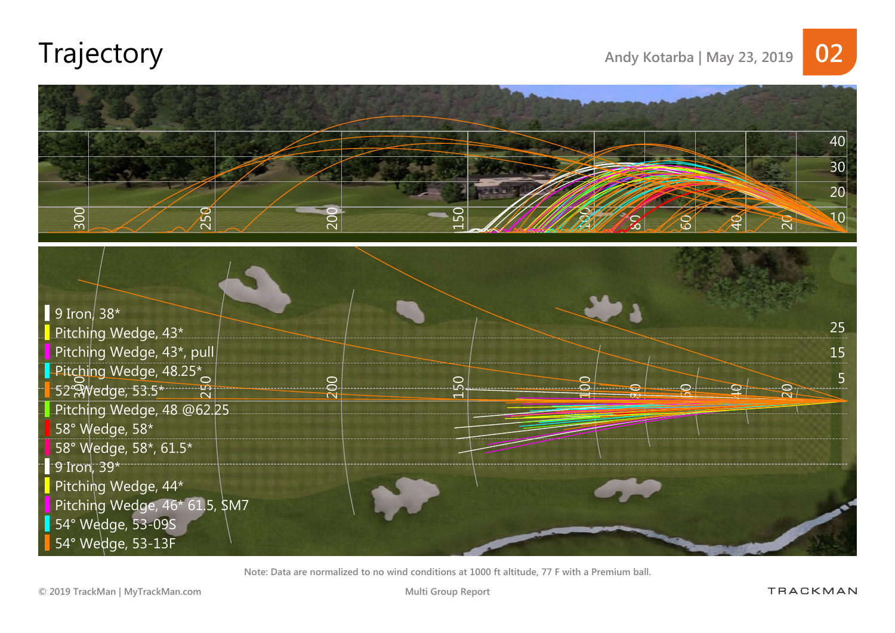# Trajectory

Andy Kotarba | May 23, 2019

- 9 Iron, 38*
- Pitching Wedge, 43*
- Pitching Wedge, 43*, pull
- Pitching Wedge, 48.25*
- 52° Wedge, 53.5*
- Pitching Wedge, 48 @62.25
- 58° Wedge, 58*
- 58° Wedge, 58*, 61.5*
- 9 Iron, 39*
- Pitching Wedge, 44*
- Pitching Wedge, 46* 61.5, SM7
- 54° Wedge, 53-09S
- 54° Wedge, 53-13F

Note: Data are normalized to no wind conditions at 1000 ft altitude, 77 F with a Premium ball.

© 2019 TrackMan | MyTrackMan.com

Multi Group Report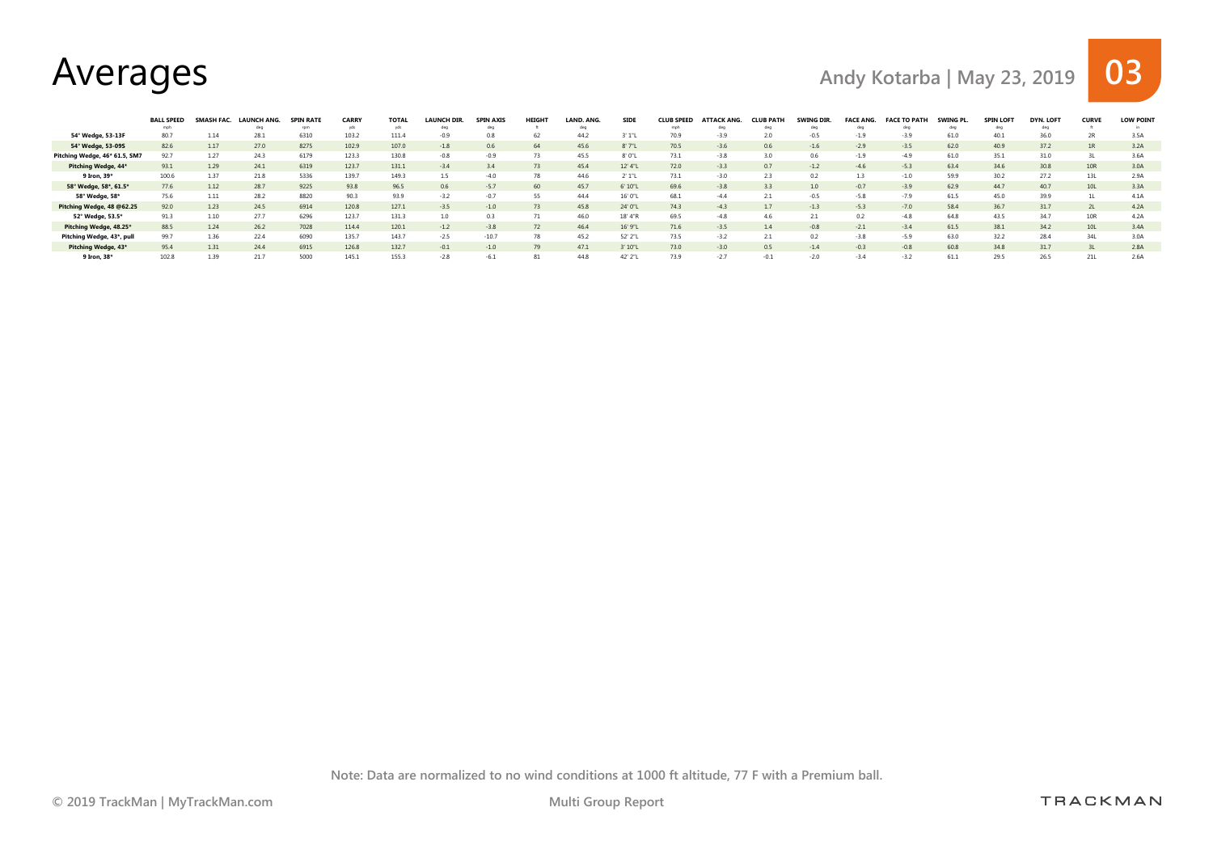# Averages

Andy Kotarba | May 23, 2019

| | BALL SPEED mph | SMASH FAC. | LAUNCH ANG. deg | SPIN RATE rpm | CARRY yds | TOTAL yds | LAUNCH DIR. deg | SPIN AXIS deg | HEIGHT ft | LAND. ANG. deg | SIDE | CLUB SPEED mph | ATTACK ANG. deg | CLUB PATH deg | SWING DIR. deg | FACE ANG. deg | FACE TO PATH deg | SWING PL. deg | SPIN LOFT deg | DYN. LOFT deg | CURVE ft | LOW POINT in |
|---|---|---|---|---|---|---|---|---|---|---|---|---|---|---|---|---|---|---|---|---|---|---|
| 54° Wedge, 53-13F | 80.7 | 1.14 | 28.1 | 6310 | 103.2 | 111.4 | -0.9 | 0.8 | 62 | 44.2 | 3' 1"L | 70.9 | -3.9 | 2.0 | -0.5 | -1.9 | -3.9 | 61.0 | 40.1 | 36.0 | 2R | 3.5A |
| 54° Wedge, 53-09S | 82.6 | 1.17 | 27.0 | 8275 | 102.9 | 107.0 | -1.8 | 0.6 | 64 | 45.6 | 8' 7"L | 70.5 | -3.6 | 0.6 | -1.6 | -2.9 | -3.5 | 62.0 | 40.9 | 37.2 | 1R | 3.2A |
| Pitching Wedge, 46° 61.5, SM7 | 92.7 | 1.27 | 24.3 | 6179 | 123.3 | 130.8 | -0.8 | -0.9 | 73 | 45.5 | 8' 0"L | 73.1 | -3.8 | 3.0 | 0.6 | -1.9 | -4.9 | 61.0 | 35.1 | 31.0 | 3L | 3.6A |
| Pitching Wedge, 44° | 93.1 | 1.29 | 24.1 | 6319 | 123.7 | 131.1 | -3.4 | 3.4 | 73 | 45.4 | 12' 4"L | 72.0 | -3.3 | 0.7 | -1.2 | -4.6 | -5.3 | 63.4 | 34.6 | 30.8 | 10R | 3.0A |
| 9 Iron, 39° | 100.6 | 1.37 | 21.8 | 5336 | 139.7 | 149.3 | 1.5 | -4.0 | 78 | 44.6 | 2' 1"L | 73.1 | -3.0 | 2.3 | 0.2 | 1.3 | -1.0 | 59.9 | 30.2 | 27.2 | 13L | 2.9A |
| 58° Wedge, 58°, 61.5° | 77.6 | 1.12 | 28.7 | 9225 | 93.8 | 96.5 | 0.6 | -5.7 | 60 | 45.7 | 6' 10"L | 69.6 | -3.8 | 3.3 | 1.0 | -0.7 | -3.9 | 62.9 | 44.7 | 40.7 | 10L | 3.3A |
| 58° Wedge, 58° | 75.6 | 1.11 | 28.2 | 8820 | 90.3 | 93.9 | -3.2 | -0.7 | 55 | 44.4 | 16' 0"L | 68.1 | -4.4 | 2.1 | -0.5 | -5.8 | -7.9 | 61.5 | 45.0 | 39.9 | 1L | 4.1A |
| Pitching Wedge, 48 @62.25 | 92.0 | 1.23 | 24.5 | 6914 | 120.8 | 127.1 | -3.5 | -1.0 | 73 | 45.8 | 24' 0"L | 74.3 | -4.3 | 1.7 | -1.3 | -5.3 | -7.0 | 58.4 | 36.7 | 31.7 | 2L | 4.2A |
| 52° Wedge, 53.5° | 91.3 | 1.10 | 27.7 | 6296 | 123.7 | 131.3 | 1.0 | 0.3 | 71 | 46.0 | 18' 4"R | 69.5 | -4.8 | 4.6 | 2.1 | 0.2 | -4.8 | 64.8 | 43.5 | 34.7 | 10R | 4.2A |
| Pitching Wedge, 48.25° | 88.5 | 1.24 | 26.2 | 7028 | 114.4 | 120.1 | -1.2 | -3.8 | 72 | 46.4 | 16' 9"L | 71.6 | -3.5 | 1.4 | -0.8 | -2.1 | -3.4 | 61.5 | 38.1 | 34.2 | 10L | 3.4A |
| Pitching Wedge, 43°, pull | 99.7 | 1.36 | 22.4 | 6090 | 135.7 | 143.7 | -2.5 | -10.7 | 78 | 45.2 | 52' 2"L | 73.5 | -3.2 | 2.1 | 0.2 | -3.8 | -5.9 | 63.0 | 32.2 | 28.4 | 34L | 3.0A |
| Pitching Wedge, 43° | 95.4 | 1.31 | 24.4 | 6915 | 126.8 | 132.7 | -0.1 | -1.0 | 79 | 47.1 | 3' 10"L | 73.0 | -3.0 | 0.5 | -1.4 | -0.3 | -0.8 | 60.8 | 34.8 | 31.7 | 3L | 2.8A |
| 9 Iron, 38° | 102.8 | 1.39 | 21.7 | 5000 | 145.1 | 155.3 | -2.8 | -6.1 | 81 | 44.8 | 42' 2"L | 73.9 | -2.7 | -0.1 | -2.0 | -3.4 | -3.2 | 61.1 | 29.5 | 26.5 | 21L | 2.6A |

Note: Data are normalized to no wind conditions at 1000 ft altitude, 77 F with a Premium ball.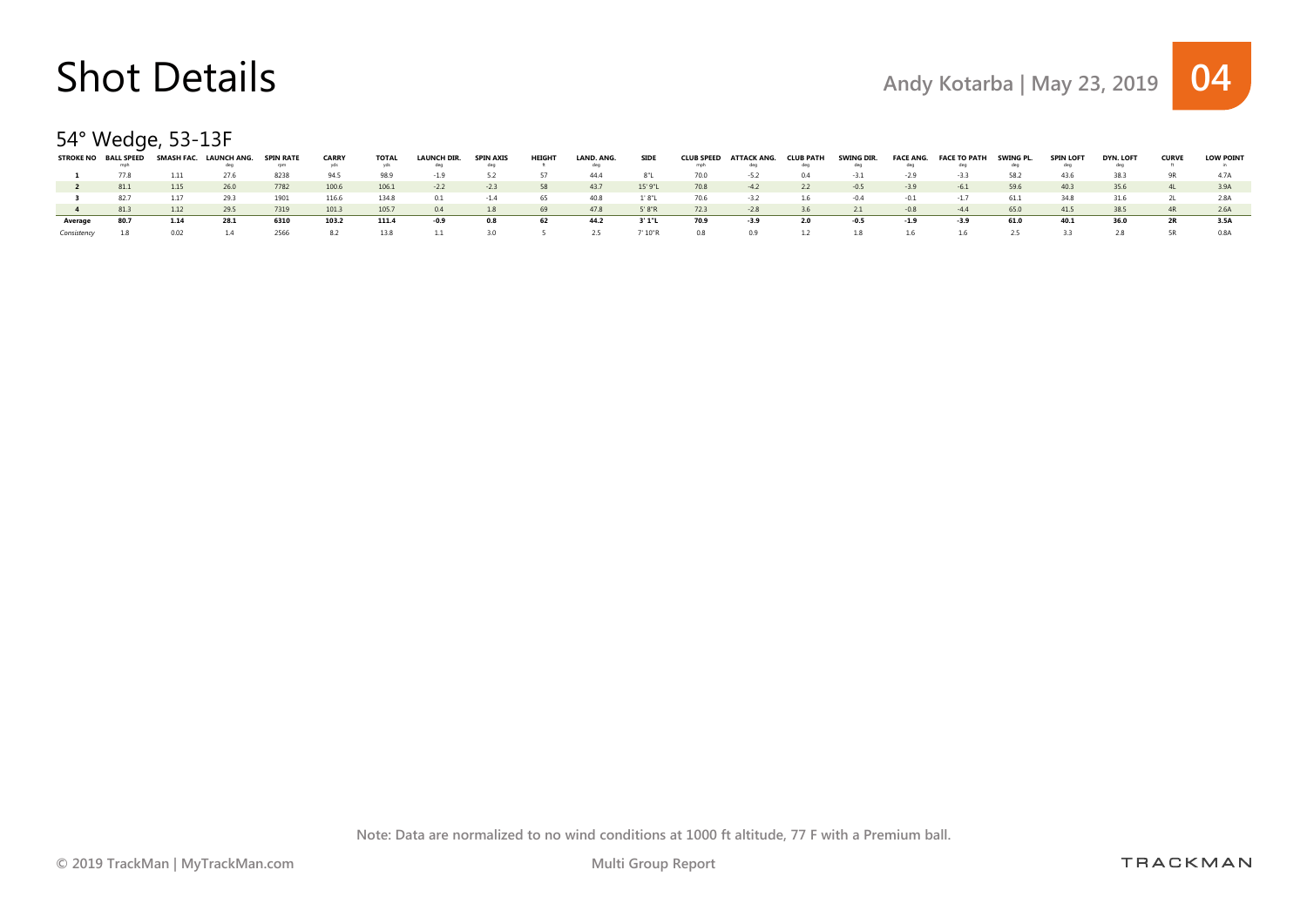# Shot Details

Andy Kotarba | May 23, 2019

## 54° Wedge, 53-13F

| STROKE NO | BALL SPEED mph | SMASH FAC. | LAUNCH ANG. deg | SPIN RATE rpm | CARRY yds | TOTAL yds | LAUNCH DIR. deg | SPIN AXIS deg | HEIGHT ft | LAND. ANG. deg | SIDE | CLUB SPEED mph | ATTACK ANG. deg | CLUB PATH deg | SWING DIR. deg | FACE ANG. deg | FACE TO PATH deg | SWING PL. deg | SPIN LOFT deg | DYN. LOFT deg | CURVE ft | LOW POINT in |
|---|---|---|---|---|---|---|---|---|---|---|---|---|---|---|---|---|---|---|---|---|---|---|
| 1 | 77.8 | 1.11 | 27.6 | 8238 | 94.5 | 98.9 | -1.9 | 5.2 | 57 | 44.4 | 8"L | 70.0 | -5.2 | 0.4 | -3.1 | -2.9 | -3.3 | 58.2 | 43.6 | 38.3 | 9R | 4.7A |
| 2 | 81.1 | 1.15 | 26.0 | 7782 | 100.6 | 106.1 | -2.2 | -2.3 | 58 | 43.7 | 15' 9"L | 70.8 | -4.2 | 2.2 | -0.5 | -3.9 | -6.1 | 59.6 | 40.3 | 35.6 | 4L | 3.9A |
| 3 | 82.7 | 1.17 | 29.3 | 1901 | 116.6 | 134.8 | 0.1 | -1.4 | 65 | 40.8 | 1' 8"L | 70.6 | -3.2 | 1.6 | -0.4 | -0.1 | -1.7 | 61.1 | 34.8 | 31.6 | 2L | 2.8A |
| 4 | 81.3 | 1.12 | 29.5 | 7319 | 101.3 | 105.7 | 0.4 | 1.8 | 69 | 47.8 | 5' 8"R | 72.3 | -2.8 | 3.6 | 2.1 | -0.8 | -4.4 | 65.0 | 41.5 | 38.5 | 4R | 2.6A |
| **Average** | **80.7** | **1.14** | **28.1** | **6310** | **103.2** | **111.4** | **-0.9** | **0.8** | **62** | **44.2** | **3' 1"L** | **70.9** | **-3.9** | **2.0** | **-0.5** | **-1.9** | **-3.9** | **61.0** | **40.1** | **36.0** | **2R** | **3.5A** |
| *Consistency* | 1.8 | 0.02 | 1.4 | 2566 | 8.2 | 13.8 | 1.1 | 3.0 | 5 | 2.5 | 7' 10"R | 0.8 | 0.9 | 1.2 | 1.8 | 1.6 | 1.6 | 2.5 | 3.3 | 2.8 | 5R | 0.8A |

Note: Data are normalized to no wind conditions at 1000 ft altitude, 77 F with a Premium ball.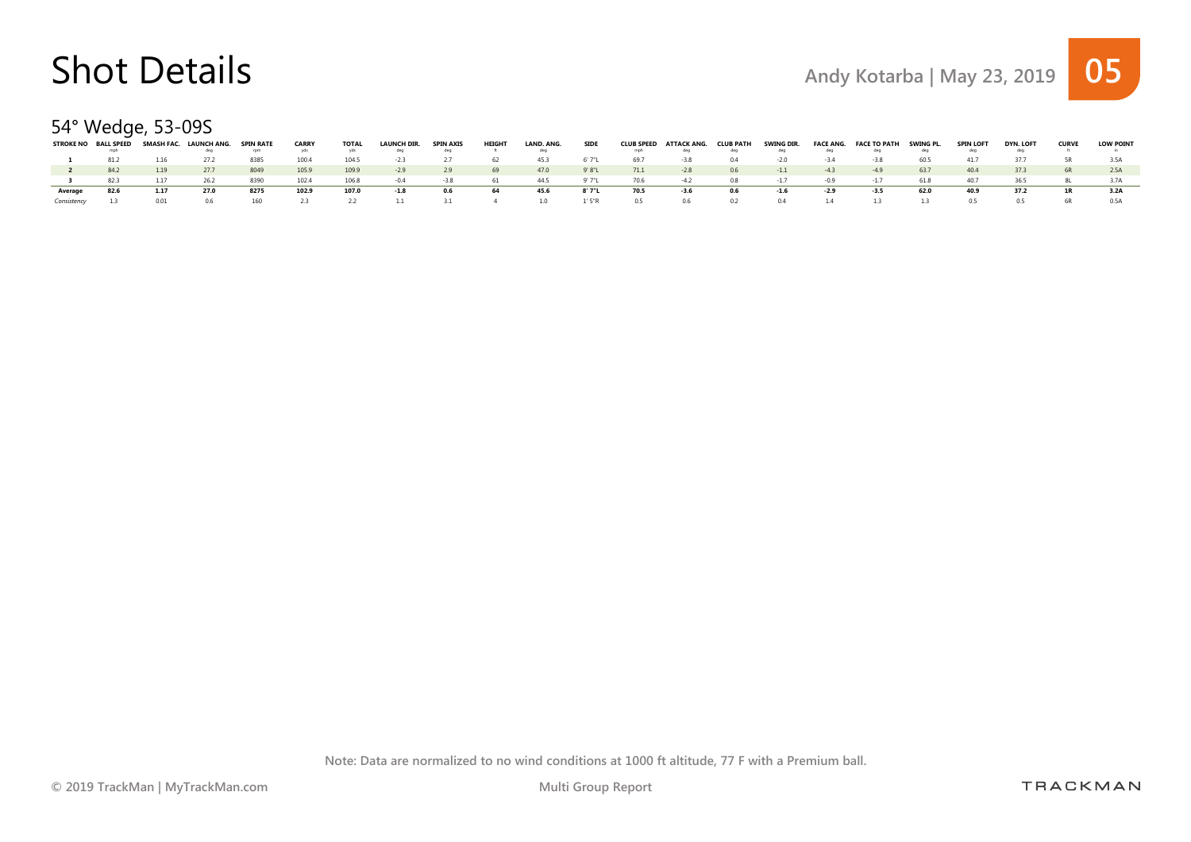# Shot Details

Andy Kotarba | May 23, 2019

05

## 54° Wedge, 53-09S

| STROKE NO | BALL SPEED mph | SMASH FAC. | LAUNCH ANG. deg | SPIN RATE rpm | CARRY yds | TOTAL yds | LAUNCH DIR. deg | SPIN AXIS deg | HEIGHT ft | LAND. ANG. deg | SIDE | CLUB SPEED mph | ATTACK ANG. deg | CLUB PATH deg | SWING DIR. deg | FACE ANG. deg | FACE TO PATH deg | SWING PL. deg | SPIN LOFT deg | DYN. LOFT deg | CURVE ft | LOW POINT in |
|---|---|---|---|---|---|---|---|---|---|---|---|---|---|---|---|---|---|---|---|---|---|---|
| **1** | 81.2 | 1.16 | 27.2 | 8385 | 100.4 | 104.5 | -2.3 | 2.7 | 62 | 45.3 | 6' 7"L | 69.7 | -3.8 | 0.4 | -2.0 | -3.4 | -3.8 | 60.5 | 41.7 | 37.7 | 5R | 3.5A |
| **2** | 84.2 | 1.19 | 27.7 | 8049 | 105.9 | 109.9 | -2.9 | 2.9 | 69 | 47.0 | 9' 8"L | 71.1 | -2.8 | 0.6 | -1.1 | -4.3 | -4.9 | 63.7 | 40.4 | 37.3 | 6R | 2.5A |
| **3** | 82.3 | 1.17 | 26.2 | 8390 | 102.4 | 106.8 | -0.4 | -3.8 | 61 | 44.5 | 9' 7"L | 70.6 | -4.2 | 0.8 | -1.7 | -0.9 | -1.7 | 61.8 | 40.7 | 36.5 | 8L | 3.7A |
| **Average** | **82.6** | **1.17** | **27.0** | **8275** | **102.9** | **107.0** | **-1.8** | **0.6** | **64** | **45.6** | **8' 7"L** | **70.5** | **-3.6** | **0.6** | **-1.6** | **-2.9** | **-3.5** | **62.0** | **40.9** | **37.2** | **1R** | **3.2A** |
| *Consistency* | 1.3 | 0.01 | 0.6 | 160 | 2.3 | 2.2 | 1.1 | 3.1 | 4 | 1.0 | 1' 5"R | 0.5 | 0.6 | 0.2 | 0.4 | 1.4 | 1.3 | 1.3 | 0.5 | 0.5 | 6R | 0.5A |

Note: Data are normalized to no wind conditions at 1000 ft altitude, 77 F with a Premium ball.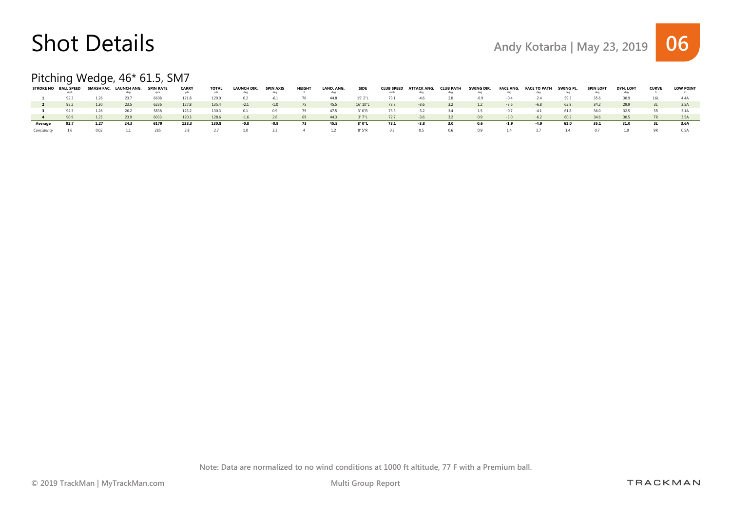# Shot Details

Andy Kotarba | May 23, 2019

## Pitching Wedge, 46* 61.5, SM7

| STROKE NO | BALL SPEED mph | SMASH FAC. | LAUNCH ANG. deg | SPIN RATE rpm | CARRY yds | TOTAL yds | LAUNCH DIR. deg | SPIN AXIS deg | HEIGHT ft | LAND. ANG. deg | SIDE | CLUB SPEED mph | ATTACK ANG. deg | CLUB PATH deg | SWING DIR. deg | FACE ANG. deg | FACE TO PATH deg | SWING PL. deg | SPIN LOFT deg | DYN. LOFT deg | CURVE ft | LOW POINT in |
|---|---|---|---|---|---|---|---|---|---|---|---|---|---|---|---|---|---|---|---|---|---|---|
| 1 | 92.3 | 1.26 | 23.7 | 6608 | 121.8 | 129.0 | 0.2 | -6.1 | 70 | 44.8 | 15' 2"L | 73.1 | -4.6 | 2.0 | -0.9 | -0.4 | -2.4 | 59.3 | 35.6 | 30.9 | 16L | 4.4A |
| 2 | 95.2 | 1.30 | 23.5 | 6236 | 127.8 | 135.4 | -2.1 | -1.0 | 75 | 45.5 | 16' 10"L | 73.3 | -3.6 | 3.2 | 1.2 | -3.6 | -6.8 | 62.8 | 34.2 | 29.9 | 3L | 3.5A |
| 3 | 92.3 | 1.26 | 26.2 | 5838 | 123.2 | 130.3 | 0.1 | 0.9 | 79 | 47.5 | 3' 6"R | 73.3 | -3.2 | 3.4 | 1.5 | -0.7 | -4.1 | 61.8 | 36.0 | 32.5 | 3R | 3.1A |
| 4 | 90.9 | 1.25 | 23.9 | 6033 | 120.3 | 128.6 | -1.6 | 2.6 | 69 | 44.3 | 3' 7"L | 72.7 | -3.6 | 3.2 | 0.9 | -3.0 | -6.2 | 60.2 | 34.6 | 30.5 | 7R | 3.5A |
| **Average** | **92.7** | **1.27** | **24.3** | **6179** | **123.3** | **130.8** | **-0.8** | **-0.9** | **73** | **45.5** | **8' 0"L** | **73.1** | **-3.8** | **3.0** | **0.6** | **-1.9** | **-4.9** | **61.0** | **35.1** | **31.0** | **3L** | **3.6A** |
| *Consistency* | 1.6 | 0.02 | 1.1 | 285 | 2.8 | 2.7 | 1.0 | 3.3 | 4 | 1.2 | 8' 5"R | 0.3 | 0.5 | 0.6 | 0.9 | 1.4 | 1.7 | 1.4 | 0.7 | 1.0 | 9R | 0.5A |

Note: Data are normalized to no wind conditions at 1000 ft altitude, 77 F with a Premium ball.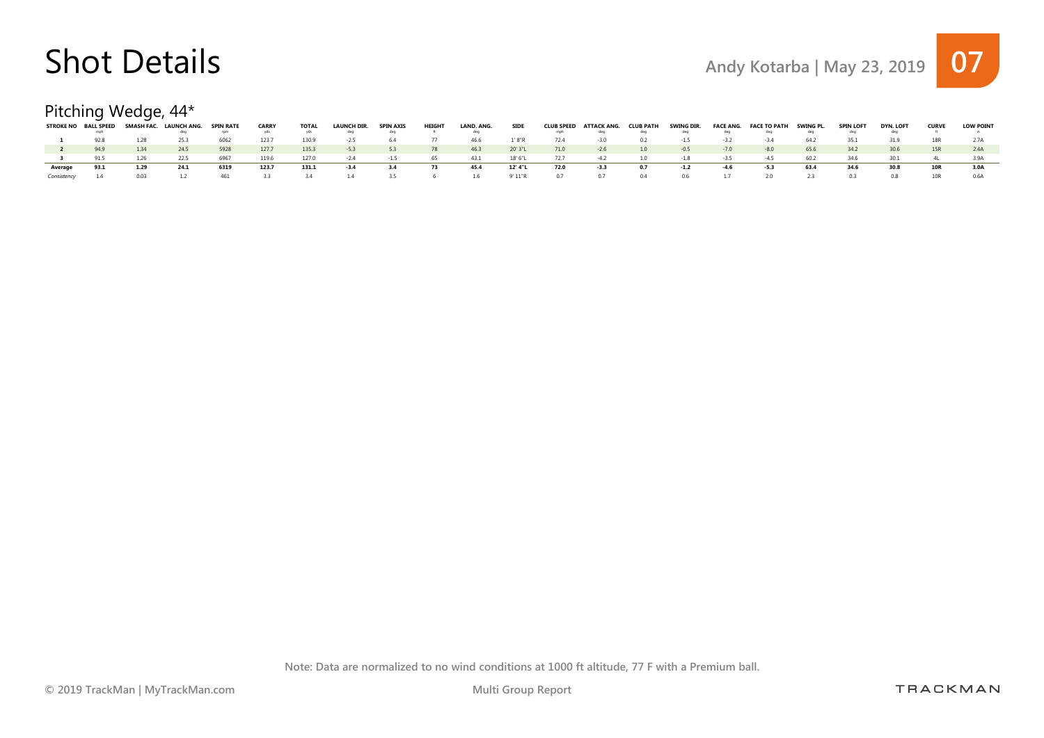# Shot Details

Andy Kotarba | May 23, 2019

## Pitching Wedge, 44*

| STROKE NO | BALL SPEED mph | SMASH FAC. | LAUNCH ANG. deg | SPIN RATE rpm | CARRY yds | TOTAL yds | LAUNCH DIR. deg | SPIN AXIS deg | HEIGHT ft | LAND. ANG. deg | SIDE | CLUB SPEED mph | ATTACK ANG. deg | CLUB PATH deg | SWING DIR. deg | FACE ANG. deg | FACE TO PATH deg | SWING PL. deg | SPIN LOFT deg | DYN. LOFT deg | CURVE ft | LOW POINT in |
|---|---|---|---|---|---|---|---|---|---|---|---|---|---|---|---|---|---|---|---|---|---|---|
| **1** | 92.8 | 1.28 | 25.3 | 6062 | 123.7 | 130.9 | -2.5 | 6.4 | 77 | 46.6 | 1' 8"R | 72.4 | -3.0 | 0.2 | -1.5 | -3.2 | -3.4 | 64.2 | 35.1 | 31.9 | 18R | 2.7A |
| **2** | 94.9 | 1.34 | 24.5 | 5928 | 127.7 | 135.3 | -5.3 | 5.3 | 78 | 46.3 | 20' 3"L | 71.0 | -2.6 | 1.0 | -0.5 | -7.0 | -8.0 | 65.6 | 34.2 | 30.6 | 15R | 2.4A |
| **3** | 91.5 | 1.26 | 22.5 | 6967 | 119.6 | 127.0 | -2.4 | -1.5 | 65 | 43.1 | 18' 6"L | 72.7 | -4.2 | 1.0 | -1.8 | -3.5 | -4.5 | 60.2 | 34.6 | 30.1 | 4L | 3.9A |
| **Average** | **93.1** | **1.29** | **24.1** | **6319** | **123.7** | **131.1** | **-3.4** | **3.4** | **73** | **45.4** | **12' 4"L** | **72.0** | **-3.3** | **0.7** | **-1.2** | **-4.6** | **-5.3** | **63.4** | **34.6** | **30.8** | **10R** | **3.0A** |
| *Consistency* | 1.4 | 0.03 | 1.2 | 461 | 3.3 | 3.4 | 1.4 | 3.5 | 6 | 1.6 | 9' 11"R | 0.7 | 0.7 | 0.4 | 0.6 | 1.7 | 2.0 | 2.3 | 0.3 | 0.8 | 10R | 0.6A |

Note: Data are normalized to no wind conditions at 1000 ft altitude, 77 F with a Premium ball.

© 2019 TrackMan | MyTrackMan.com

Multi Group Report

TRACKMAN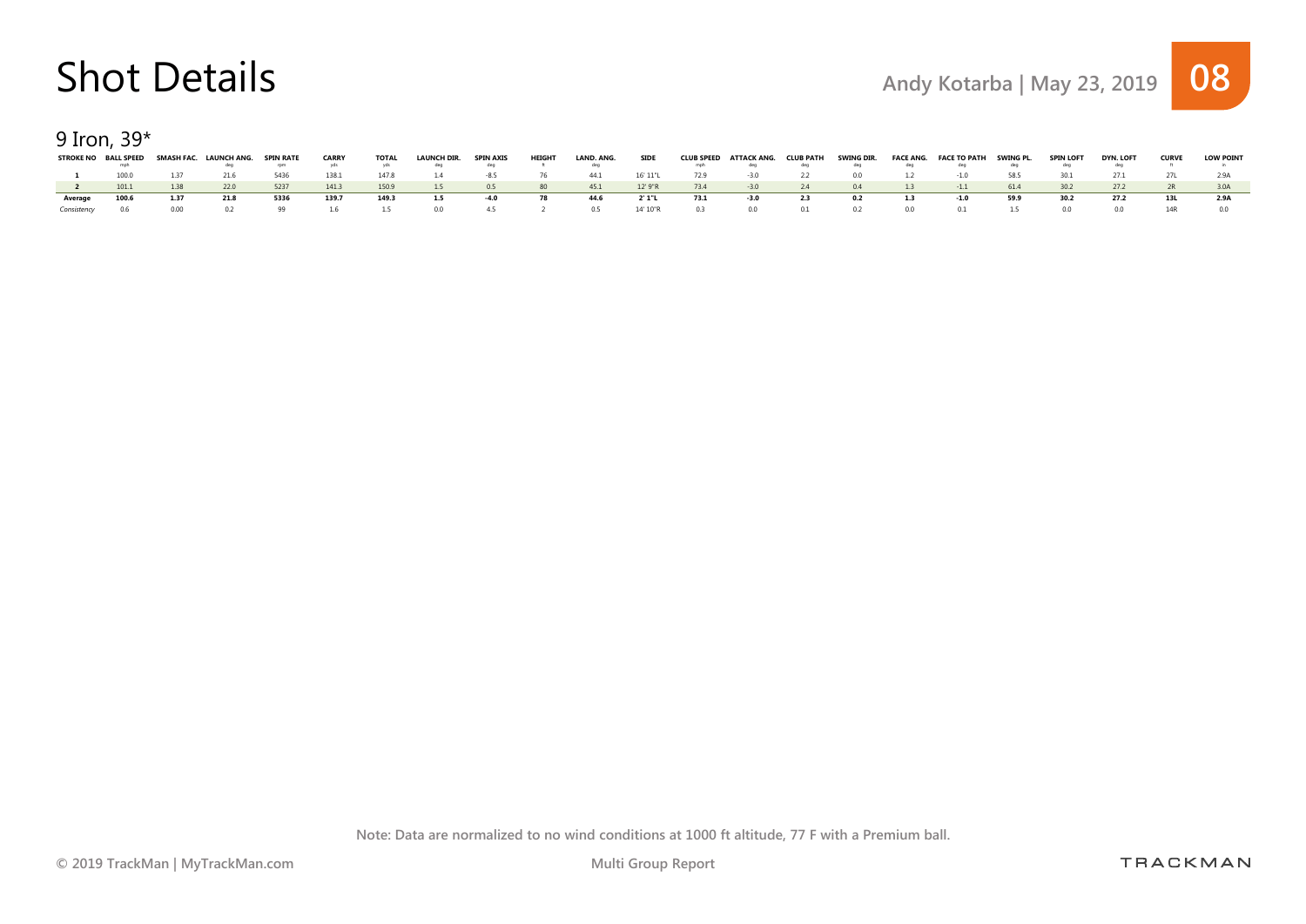# Shot Details

Andy Kotarba | May 23, 2019

## 9 Iron, 39*

| STROKE NO | BALL SPEED (mph) | SMASH FAC. | LAUNCH ANG. (deg) | SPIN RATE (rpm) | CARRY (yds) | TOTAL (yds) | LAUNCH DIR. (deg) | SPIN AXIS (deg) | HEIGHT (ft) | LAND. ANG. (deg) | SIDE | CLUB SPEED (mph) | ATTACK ANG. (deg) | CLUB PATH (deg) | SWING DIR. (deg) | FACE ANG. (deg) | FACE TO PATH (deg) | SWING PL. (deg) | SPIN LOFT (deg) | DYN. LOFT (deg) | CURVE (ft) | LOW POINT (in) |
|---|---|---|---|---|---|---|---|---|---|---|---|---|---|---|---|---|---|---|---|---|---|---|
| 1 | 100.0 | 1.37 | 21.6 | 5436 | 138.1 | 147.8 | 1.4 | -8.5 | 76 | 44.1 | 16' 11"L | 72.9 | -3.0 | 2.2 | 0.0 | 1.2 | -1.0 | 58.5 | 30.1 | 27.1 | 27L | 2.9A |
| 2 | 101.1 | 1.38 | 22.0 | 5237 | 141.3 | 150.9 | 1.5 | 0.5 | 80 | 45.1 | 12' 9"R | 73.4 | -3.0 | 2.4 | 0.4 | 1.3 | -1.1 | 61.4 | 30.2 | 27.2 | 2R | 3.0A |
| **Average** | **100.6** | **1.37** | **21.8** | **5336** | **139.7** | **149.3** | **1.5** | **-4.0** | **78** | **44.6** | **2' 1"L** | **73.1** | **-3.0** | **2.3** | **0.2** | **1.3** | **-1.0** | **59.9** | **30.2** | **27.2** | **13L** | **2.9A** |
| *Consistency* | 0.6 | 0.00 | 0.2 | 99 | 1.6 | 1.5 | 0.0 | 4.5 | 2 | 0.5 | 14' 10"R | 0.3 | 0.0 | 0.1 | 0.2 | 0.0 | 0.1 | 1.5 | 0.0 | 0.0 | 14R | 0.0 |

Note: Data are normalized to no wind conditions at 1000 ft altitude, 77 F with a Premium ball.

© 2019 TrackMan | MyTrackMan.com — Multi Group Report — TRACKMAN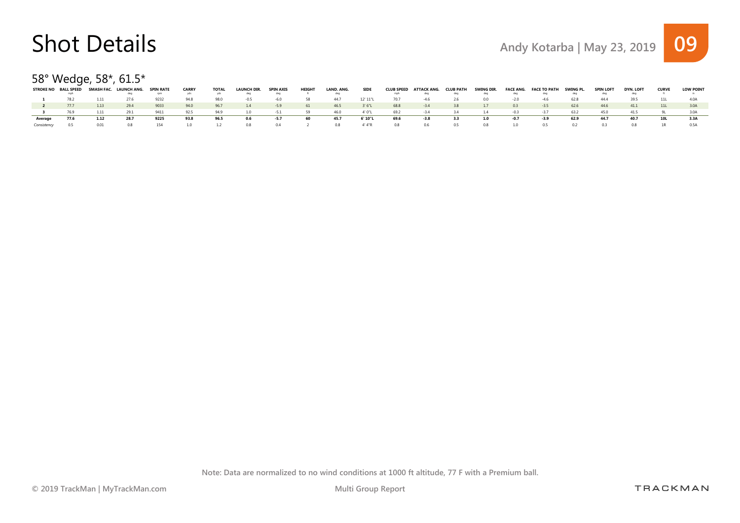# Shot Details

Andy Kotarba | May 23, 2019

## 58° Wedge, 58*, 61.5*

| STROKE NO | BALL SPEED mph | SMASH FAC. | LAUNCH ANG. deg | SPIN RATE rpm | CARRY yds | TOTAL yds | LAUNCH DIR. deg | SPIN AXIS deg | HEIGHT ft | LAND. ANG. deg | SIDE | CLUB SPEED mph | ATTACK ANG. deg | CLUB PATH deg | SWING DIR. deg | FACE ANG. deg | FACE TO PATH deg | SWING PL. deg | SPIN LOFT deg | DYN. LOFT deg | CURVE ft | LOW POINT in |
|---|---|---|---|---|---|---|---|---|---|---|---|---|---|---|---|---|---|---|---|---|---|---|
| **1** | 78.2 | 1.11 | 27.6 | 9232 | 94.8 | 98.0 | -0.5 | -6.0 | 58 | 44.7 | 12' 11"L | 70.7 | -4.6 | 2.6 | 0.0 | -2.0 | -4.6 | 62.8 | 44.4 | 39.5 | 11L | 4.0A |
| **2** | 77.7 | 1.13 | 29.4 | 9033 | 94.0 | 96.7 | 1.4 | -5.9 | 61 | 46.5 | 3' 6"L | 68.8 | -3.4 | 3.8 | 1.7 | 0.3 | -3.5 | 62.6 | 44.6 | 41.1 | 11L | 3.0A |
| **3** | 76.9 | 1.11 | 29.1 | 9411 | 92.5 | 94.9 | 1.0 | -5.1 | 59 | 46.0 | 4' 0"L | 69.2 | -3.4 | 3.4 | 1.4 | -0.3 | -3.7 | 63.2 | 45.0 | 41.5 | 9L | 3.0A |
| **Average** | **77.6** | **1.12** | **28.7** | **9225** | **93.8** | **96.5** | **0.6** | **-5.7** | **60** | **45.7** | **6' 10"L** | **69.6** | **-3.8** | **3.3** | **1.0** | **-0.7** | **-3.9** | **62.9** | **44.7** | **40.7** | **10L** | **3.3A** |
| *Consistency* | 0.5 | 0.01 | 0.8 | 154 | 1.0 | 1.2 | 0.8 | 0.4 | 2 | 0.8 | 4' 4"R | 0.8 | 0.6 | 0.5 | 0.8 | 1.0 | 0.5 | 0.2 | 0.3 | 0.8 | 1R | 0.5A |

Note: Data are normalized to no wind conditions at 1000 ft altitude, 77 F with a Premium ball.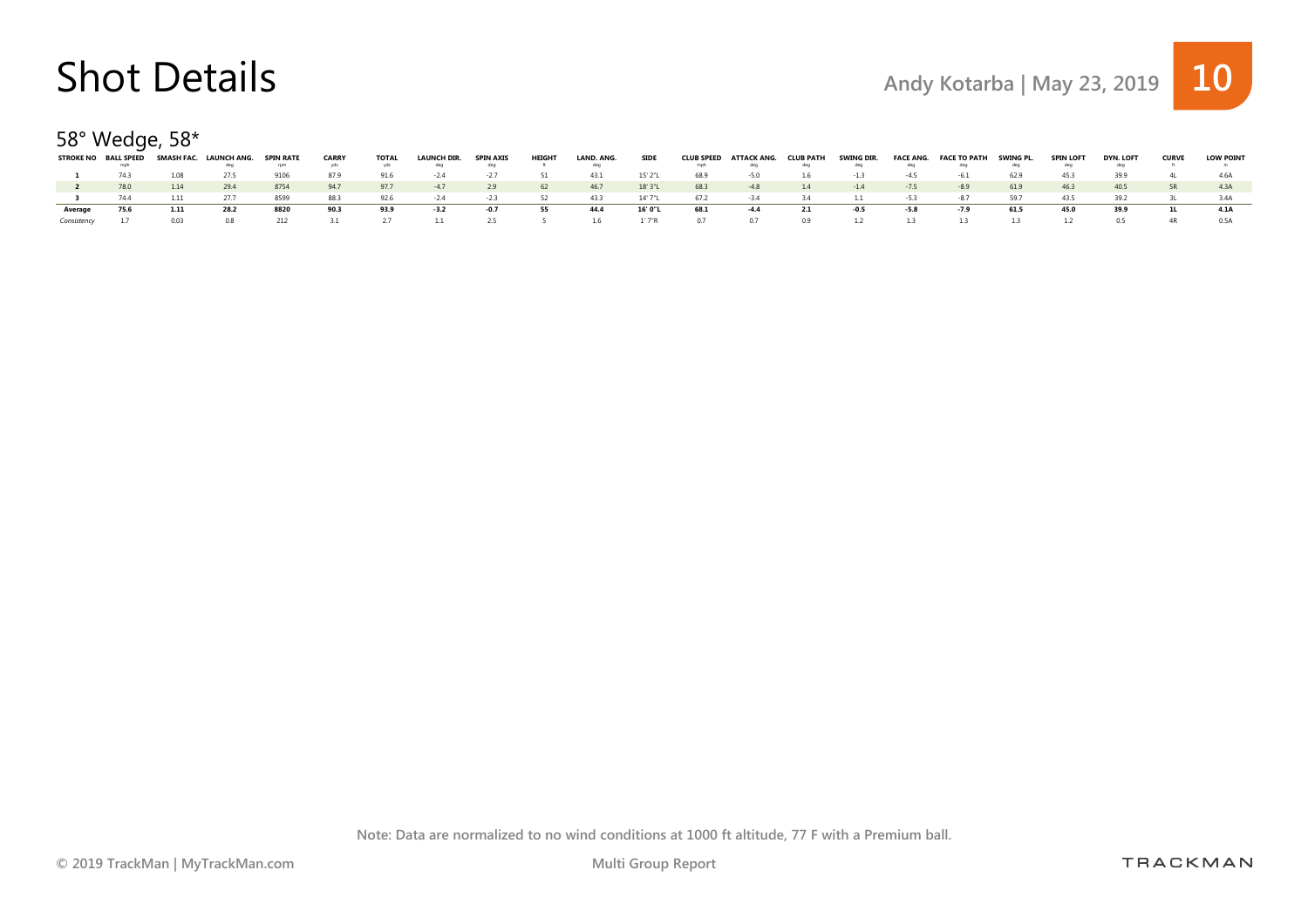# Shot Details

Andy Kotarba | May 23, 2019

## 58° Wedge, 58*

| STROKE NO | BALL SPEED mph | SMASH FAC. | LAUNCH ANG. deg | SPIN RATE rpm | CARRY yds | TOTAL yds | LAUNCH DIR. deg | SPIN AXIS deg | HEIGHT ft | LAND. ANG. deg | SIDE | CLUB SPEED mph | ATTACK ANG. deg | CLUB PATH deg | SWING DIR. deg | FACE ANG. deg | FACE TO PATH deg | SWING PL. deg | SPIN LOFT deg | DYN. LOFT deg | CURVE ft | LOW POINT in |
|---|---|---|---|---|---|---|---|---|---|---|---|---|---|---|---|---|---|---|---|---|---|---|
| **1** | 74.3 | 1.08 | 27.5 | 9106 | 87.9 | 91.6 | -2.4 | -2.7 | 51 | 43.1 | 15' 2"L | 68.9 | -5.0 | 1.6 | -1.3 | -4.5 | -6.1 | 62.9 | 45.3 | 39.9 | 4L | 4.6A |
| **2** | 78.0 | 1.14 | 29.4 | 8754 | 94.7 | 97.7 | -4.7 | 2.9 | 62 | 46.7 | 18' 3"L | 68.3 | -4.8 | 1.4 | -1.4 | -7.5 | -8.9 | 61.9 | 46.3 | 40.5 | 5R | 4.3A |
| **3** | 74.4 | 1.11 | 27.7 | 8599 | 88.3 | 92.6 | -2.4 | -2.3 | 52 | 43.3 | 14' 7"L | 67.2 | -3.4 | 3.4 | 1.1 | -5.3 | -8.7 | 59.7 | 43.5 | 39.2 | 3L | 3.4A |
| **Average** | **75.6** | **1.11** | **28.2** | **8820** | **90.3** | **93.9** | **-3.2** | **-0.7** | **55** | **44.4** | **16' 0"L** | **68.1** | **-4.4** | **2.1** | **-0.5** | **-5.8** | **-7.9** | **61.5** | **45.0** | **39.9** | **1L** | **4.1A** |
| *Consistency* | 1.7 | 0.03 | 0.8 | 212 | 3.1 | 2.7 | 1.1 | 2.5 | 5 | 1.6 | 1' 7"R | 0.7 | 0.7 | 0.9 | 1.2 | 1.3 | 1.3 | 1.3 | 1.2 | 0.5 | 4R | 0.5A |

Note: Data are normalized to no wind conditions at 1000 ft altitude, 77 F with a Premium ball.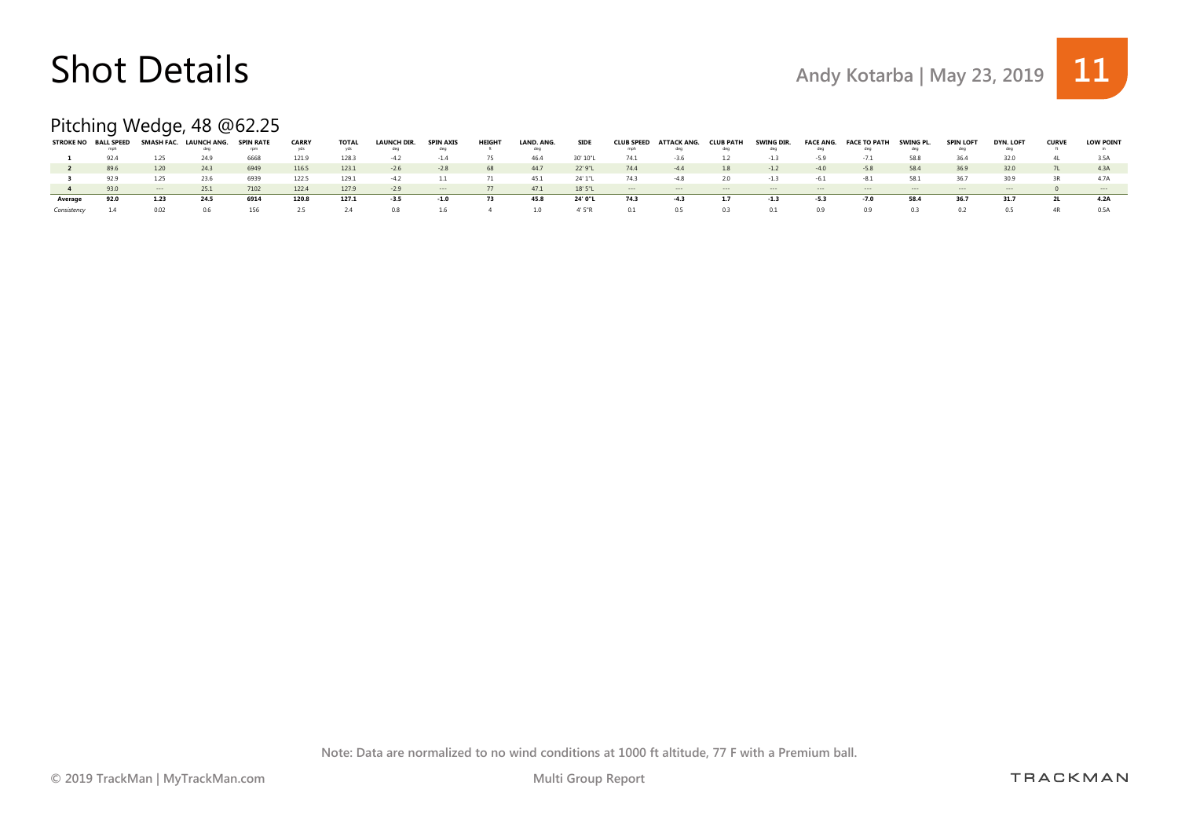# Shot Details

Andy Kotarba | May 23, 2019

## Pitching Wedge, 48 @62.25

| STROKE NO | BALL SPEED mph | SMASH FAC. | LAUNCH ANG. deg | SPIN RATE rpm | CARRY yds | TOTAL yds | LAUNCH DIR. deg | SPIN AXIS deg | HEIGHT ft | LAND. ANG. deg | SIDE | CLUB SPEED mph | ATTACK ANG. deg | CLUB PATH deg | SWING DIR. deg | FACE ANG. deg | FACE TO PATH deg | SWING PL. deg | SPIN LOFT deg | DYN. LOFT deg | CURVE ft | LOW POINT in |
|---|---|---|---|---|---|---|---|---|---|---|---|---|---|---|---|---|---|---|---|---|---|---|
| **1** | 92.4 | 1.25 | 24.9 | 6668 | 121.9 | 128.3 | -4.2 | -1.4 | 75 | 46.4 | 30' 10"L | 74.1 | -3.6 | 1.2 | -1.3 | -5.9 | -7.1 | 58.8 | 36.4 | 32.0 | 4L | 3.5A |
| **2** | 89.6 | 1.20 | 24.3 | 6949 | 116.5 | 123.1 | -2.6 | -2.8 | 68 | 44.7 | 22' 9"L | 74.4 | -4.4 | 1.8 | -1.2 | -4.0 | -5.8 | 58.4 | 36.9 | 32.0 | 7L | 4.3A |
| **3** | 92.9 | 1.25 | 23.6 | 6939 | 122.5 | 129.1 | -4.2 | 1.1 | 71 | 45.1 | 24' 1"L | 74.3 | -4.8 | 2.0 | -1.3 | -6.1 | -8.1 | 58.1 | 36.7 | 30.9 | 3R | 4.7A |
| **4** | 93.0 | --- | 25.1 | 7102 | 122.4 | 127.9 | -2.9 | --- | 77 | 47.1 | 18' 5"L | --- | --- | --- | --- | --- | --- | --- | --- | --- | 0 | --- |
| **Average** | **92.0** | **1.23** | **24.5** | **6914** | **120.8** | **127.1** | **-3.5** | **-1.0** | **73** | **45.8** | **24' 0"L** | **74.3** | **-4.3** | **1.7** | **-1.3** | **-5.3** | **-7.0** | **58.4** | **36.7** | **31.7** | **2L** | **4.2A** |
| *Consistency* | 1.4 | 0.02 | 0.6 | 156 | 2.5 | 2.4 | 0.8 | 1.6 | 4 | 1.0 | 4' 5"R | 0.1 | 0.5 | 0.3 | 0.1 | 0.9 | 0.9 | 0.3 | 0.2 | 0.5 | 4R | 0.5A |

Note: Data are normalized to no wind conditions at 1000 ft altitude, 77 F with a Premium ball.

© 2019 TrackMan | MyTrackMan.com

Multi Group Report

TRACKMAN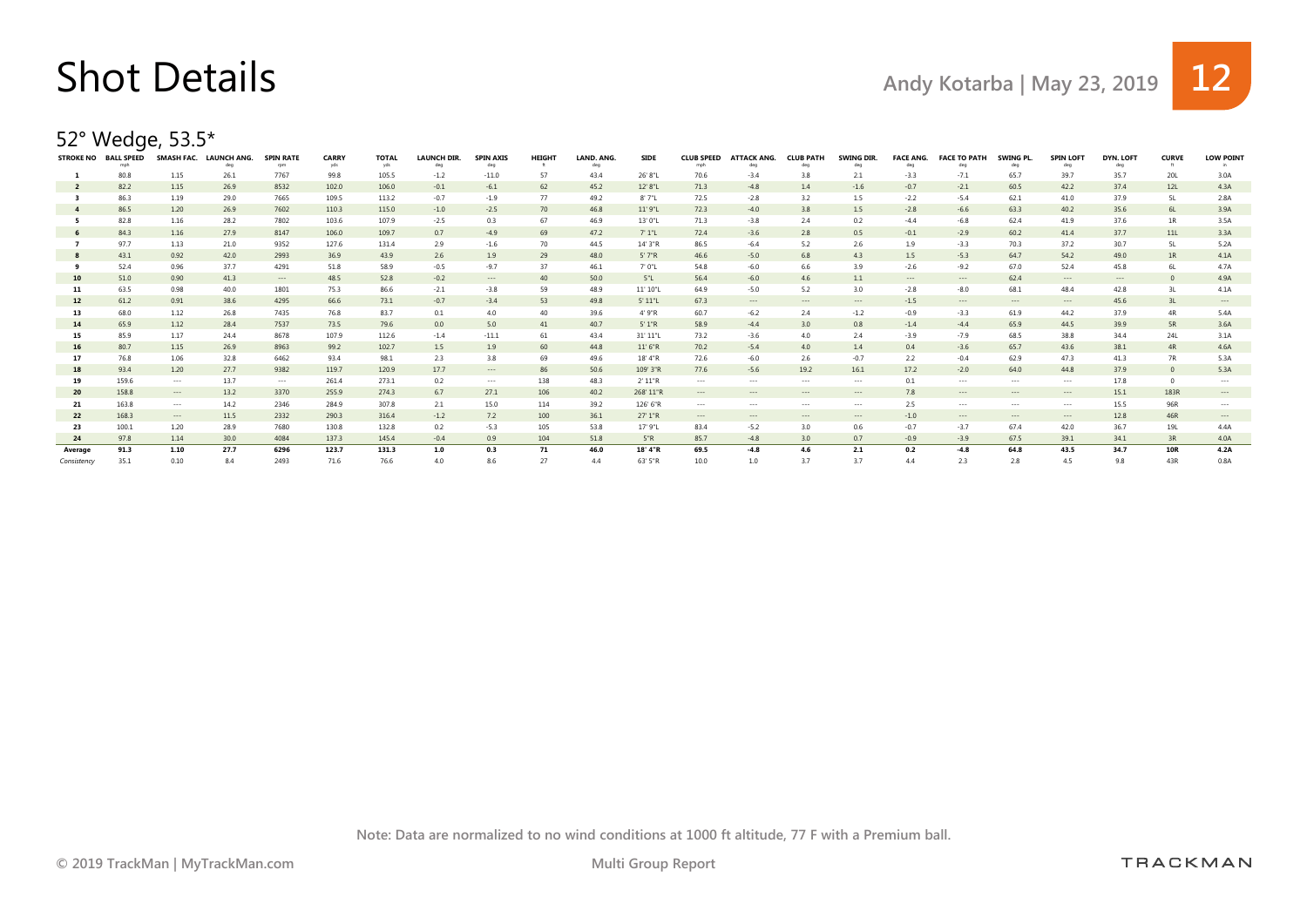# Shot Details

Andy Kotarba | May 23, 2019

## 52° Wedge, 53.5*

| STROKE NO | BALL SPEED mph | SMASH FAC. | LAUNCH ANG. deg | SPIN RATE rpm | CARRY yds | TOTAL yds | LAUNCH DIR. deg | SPIN AXIS deg | HEIGHT ft | LAND. ANG. deg | SIDE | CLUB SPEED mph | ATTACK ANG. deg | CLUB PATH deg | SWING DIR. deg | FACE ANG. deg | FACE TO PATH deg | SWING PL. deg | SPIN LOFT deg | DYN. LOFT deg | CURVE ft | LOW POINT in |
|---|---|---|---|---|---|---|---|---|---|---|---|---|---|---|---|---|---|---|---|---|---|---|
| **1** | 80.8 | 1.15 | 26.1 | 7767 | 99.8 | 105.5 | -1.2 | -11.0 | 57 | 43.4 | 26' 8"L | 70.6 | -3.4 | 3.8 | 2.1 | -3.3 | -7.1 | 65.7 | 39.7 | 35.7 | 20L | 3.0A |
| **2** | 82.2 | 1.15 | 26.9 | 8532 | 102.0 | 106.0 | -0.1 | -6.1 | 62 | 45.2 | 12' 8"L | 71.3 | -4.8 | 1.4 | -1.6 | -0.7 | -2.1 | 60.5 | 42.2 | 37.4 | 12L | 4.3A |
| **3** | 86.3 | 1.19 | 29.0 | 7665 | 109.5 | 113.2 | -0.7 | -1.9 | 77 | 49.2 | 8' 7"L | 72.5 | -2.8 | 3.2 | 1.5 | -2.2 | -5.4 | 62.1 | 41.0 | 37.9 | 5L | 2.8A |
| **4** | 86.5 | 1.20 | 26.9 | 7602 | 110.3 | 115.0 | -1.0 | -2.5 | 70 | 46.8 | 11' 9"L | 72.3 | -4.0 | 3.8 | 1.5 | -2.8 | -6.6 | 63.3 | 40.2 | 35.6 | 6L | 3.9A |
| **5** | 82.8 | 1.16 | 28.2 | 7802 | 103.6 | 107.9 | -2.5 | 0.3 | 67 | 46.9 | 13' 0"L | 71.3 | -3.8 | 2.4 | 0.2 | -4.4 | -6.8 | 62.4 | 41.9 | 37.6 | 1R | 3.5A |
| **6** | 84.3 | 1.16 | 27.9 | 8147 | 106.0 | 109.7 | 0.7 | -4.9 | 69 | 47.2 | 7' 1"L | 72.4 | -3.6 | 2.8 | 0.5 | -0.1 | -2.9 | 60.2 | 41.4 | 37.7 | 11L | 3.3A |
| **7** | 97.7 | 1.13 | 21.0 | 9352 | 127.6 | 131.4 | 2.9 | -1.6 | 70 | 44.5 | 14' 3"R | 86.5 | -6.4 | 5.2 | 2.6 | 1.9 | -3.3 | 70.3 | 37.2 | 30.7 | 5L | 5.2A |
| **8** | 43.1 | 0.92 | 42.0 | 2993 | 36.9 | 43.9 | 2.6 | 1.9 | 29 | 48.0 | 5' 7"R | 46.6 | -5.0 | 6.8 | 4.3 | 1.5 | -5.3 | 64.7 | 54.2 | 49.0 | 1R | 4.1A |
| **9** | 52.4 | 0.96 | 37.7 | 4291 | 51.8 | 58.9 | -0.5 | -9.7 | 37 | 46.1 | 7' 0"L | 54.8 | -6.0 | 6.6 | 3.9 | -2.6 | -9.2 | 67.0 | 52.4 | 45.8 | 6L | 4.7A |
| **10** | 51.0 | 0.90 | 41.3 | --- | 48.5 | 52.8 | -0.2 | --- | 40 | 50.0 | 5"L | 56.4 | -6.0 | 4.6 | 1.1 | --- | --- | 62.4 | --- | --- | 0 | 4.9A |
| **11** | 63.5 | 0.98 | 40.0 | 1801 | 75.3 | 86.6 | -2.1 | -3.8 | 59 | 48.9 | 11' 10"L | 64.9 | -5.0 | 5.2 | 3.0 | -2.8 | -8.0 | 68.1 | 48.4 | 42.8 | 3L | 4.1A |
| **12** | 61.2 | 0.91 | 38.6 | 4295 | 66.6 | 73.1 | -0.7 | -3.4 | 53 | 49.8 | 5' 11"L | 67.3 | --- | --- | --- | -1.5 | --- | --- | --- | 45.6 | 3L | --- |
| **13** | 68.0 | 1.12 | 26.8 | 7435 | 76.8 | 83.7 | 0.1 | 4.0 | 40 | 39.6 | 4' 9"R | 60.7 | -6.2 | 2.4 | -1.2 | -0.9 | -3.3 | 61.9 | 44.2 | 37.9 | 4R | 5.4A |
| **14** | 65.9 | 1.12 | 28.4 | 7537 | 73.5 | 79.6 | 0.0 | 5.0 | 41 | 40.7 | 5' 1"R | 58.9 | -4.4 | 3.0 | 0.8 | -1.4 | -4.4 | 65.9 | 44.5 | 39.9 | 5R | 3.6A |
| **15** | 85.9 | 1.17 | 24.4 | 8678 | 107.9 | 112.6 | -1.4 | -11.1 | 61 | 43.4 | 31' 11"L | 73.2 | -3.6 | 4.0 | 2.4 | -3.9 | -7.9 | 68.5 | 38.8 | 34.4 | 24L | 3.1A |
| **16** | 80.7 | 1.15 | 26.9 | 8963 | 99.2 | 102.7 | 1.5 | 1.9 | 60 | 44.8 | 11' 6"R | 70.2 | -5.4 | 4.0 | 1.4 | 0.4 | -3.6 | 65.7 | 43.6 | 38.1 | 4R | 4.6A |
| **17** | 76.8 | 1.06 | 32.8 | 6462 | 93.4 | 98.1 | 2.3 | 3.8 | 69 | 49.6 | 18' 4"R | 72.6 | -6.0 | 2.6 | -0.7 | 2.2 | -0.4 | 62.9 | 47.3 | 41.3 | 7R | 5.3A |
| **18** | 93.4 | 1.20 | 27.7 | 9382 | 119.7 | 120.9 | 17.7 | --- | 86 | 50.6 | 109' 3"R | 77.6 | -5.6 | 19.2 | 16.1 | 17.2 | -2.0 | 64.0 | 44.8 | 37.9 | 0 | 5.3A |
| **19** | 159.6 | --- | 13.7 | --- | 261.4 | 273.1 | 0.2 | --- | 138 | 48.3 | 2' 11"R | --- | --- | --- | --- | 0.1 | --- | --- | --- | 17.8 | 0 | --- |
| **20** | 158.8 | --- | 13.2 | 3370 | 255.9 | 274.3 | 6.7 | 27.1 | 106 | 40.2 | 268' 11"R | --- | --- | --- | --- | 7.8 | --- | --- | --- | 15.1 | 183R | --- |
| **21** | 163.8 | --- | 14.2 | 2346 | 284.9 | 307.8 | 2.1 | 15.0 | 114 | 39.2 | 126' 6"R | --- | --- | --- | --- | 2.5 | --- | --- | --- | 15.5 | 96R | --- |
| **22** | 168.3 | --- | 11.5 | 2332 | 290.3 | 316.4 | -1.2 | 7.2 | 100 | 36.1 | 27' 1"R | --- | --- | --- | --- | -1.0 | --- | --- | --- | 12.8 | 46R | --- |
| **23** | 100.1 | 1.20 | 28.9 | 7680 | 130.8 | 132.8 | 0.2 | -5.3 | 105 | 53.8 | 17' 9"L | 83.4 | -5.2 | 3.0 | 0.6 | -0.7 | -3.7 | 67.4 | 42.0 | 36.7 | 19L | 4.4A |
| **24** | 97.8 | 1.14 | 30.0 | 4084 | 137.3 | 145.4 | -0.4 | 0.9 | 104 | 51.8 | 5"R | 85.7 | -4.8 | 3.0 | 0.7 | -0.9 | -3.9 | 67.5 | 39.1 | 34.1 | 3R | 4.0A |
| **Average** | **91.3** | **1.10** | **27.7** | **6296** | **123.7** | **131.3** | **1.0** | **0.3** | **71** | **46.0** | **18' 4"R** | **69.5** | **-4.8** | **4.6** | **2.1** | **0.2** | **-4.8** | **64.8** | **43.5** | **34.7** | **10R** | **4.2A** |
| *Consistency* | 35.1 | 0.10 | 8.4 | 2493 | 71.6 | 76.6 | 4.0 | 8.6 | 27 | 4.4 | 63' 5"R | 10.0 | 1.0 | 3.7 | 3.7 | 4.4 | 2.3 | 2.8 | 4.5 | 9.8 | 43R | 0.8A |

Note: Data are normalized to no wind conditions at 1000 ft altitude, 77 F with a Premium ball.

© 2019 TrackMan | MyTrackMan.com

Multi Group Report

TRACKMAN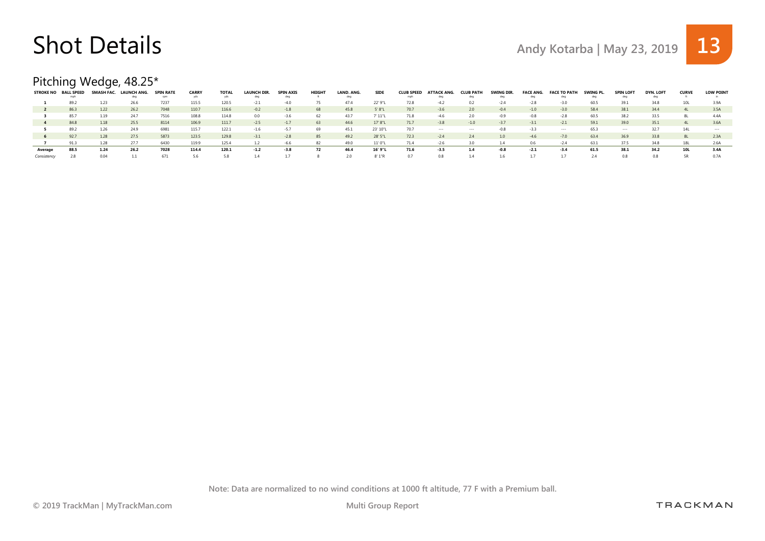# Shot Details

Andy Kotarba | May 23, 2019

## Pitching Wedge, 48.25*

| STROKE NO | BALL SPEED mph | SMASH FAC. | LAUNCH ANG. deg | SPIN RATE rpm | CARRY yds | TOTAL yds | LAUNCH DIR. deg | SPIN AXIS deg | HEIGHT ft | LAND. ANG. deg | SIDE | CLUB SPEED mph | ATTACK ANG. deg | CLUB PATH deg | SWING DIR. deg | FACE ANG. deg | FACE TO PATH deg | SWING PL. deg | SPIN LOFT deg | DYN. LOFT deg | CURVE ft | LOW POINT in |
|---|---|---|---|---|---|---|---|---|---|---|---|---|---|---|---|---|---|---|---|---|---|---|
| 1 | 89.2 | 1.23 | 26.6 | 7237 | 115.5 | 120.5 | -2.1 | -4.0 | 75 | 47.4 | 22' 9"L | 72.8 | -4.2 | 0.2 | -2.4 | -2.8 | -3.0 | 60.5 | 39.1 | 34.8 | 10L | 3.9A |
| 2 | 86.3 | 1.22 | 26.2 | 7048 | 110.7 | 116.6 | -0.2 | -1.8 | 68 | 45.8 | 5' 8"L | 70.7 | -3.6 | 2.0 | -0.4 | -1.0 | -3.0 | 58.4 | 38.1 | 34.4 | 4L | 3.5A |
| 3 | 85.7 | 1.19 | 24.7 | 7516 | 108.8 | 114.8 | 0.0 | -3.6 | 62 | 43.7 | 7' 11"L | 71.8 | -4.6 | 2.0 | -0.9 | -0.8 | -2.8 | 60.5 | 38.2 | 33.5 | 8L | 4.4A |
| 4 | 84.8 | 1.18 | 25.5 | 8114 | 106.9 | 111.7 | -2.5 | -1.7 | 63 | 44.6 | 17' 8"L | 71.7 | -3.8 | -1.0 | -3.7 | -3.1 | -2.1 | 59.1 | 39.0 | 35.1 | 4L | 3.6A |
| 5 | 89.2 | 1.26 | 24.9 | 6981 | 115.7 | 122.1 | -1.6 | -5.7 | 69 | 45.1 | 23' 10"L | 70.7 | --- | --- | -0.8 | -3.3 | --- | 65.3 | --- | 32.7 | 14L | --- |
| 6 | 92.7 | 1.28 | 27.5 | 5873 | 123.5 | 129.8 | -3.1 | -2.8 | 85 | 49.2 | 28' 5"L | 72.3 | -2.4 | 2.4 | 1.0 | -4.6 | -7.0 | 63.4 | 36.9 | 33.8 | 8L | 2.3A |
| 7 | 91.3 | 1.28 | 27.7 | 6430 | 119.9 | 125.4 | 1.2 | -6.6 | 82 | 49.0 | 11' 0"L | 71.4 | -2.6 | 3.0 | 1.4 | 0.6 | -2.4 | 63.1 | 37.5 | 34.8 | 18L | 2.6A |
| **Average** | **88.5** | **1.24** | **26.2** | **7028** | **114.4** | **120.1** | **-1.2** | **-3.8** | **72** | **46.4** | **16' 9"L** | **71.6** | **-3.5** | **1.4** | **-0.8** | **-2.1** | **-3.4** | **61.5** | **38.1** | **34.2** | **10L** | **3.4A** |
| *Consistency* | 2.8 | 0.04 | 1.1 | 671 | 5.6 | 5.8 | 1.4 | 1.7 | 8 | 2.0 | 8' 1"R | 0.7 | 0.8 | 1.4 | 1.6 | 1.7 | 1.7 | 2.4 | 0.8 | 0.8 | 5R | 0.7A |

Note: Data are normalized to no wind conditions at 1000 ft altitude, 77 F with a Premium ball.

© 2019 TrackMan | MyTrackMan.com

Multi Group Report

TRACKMAN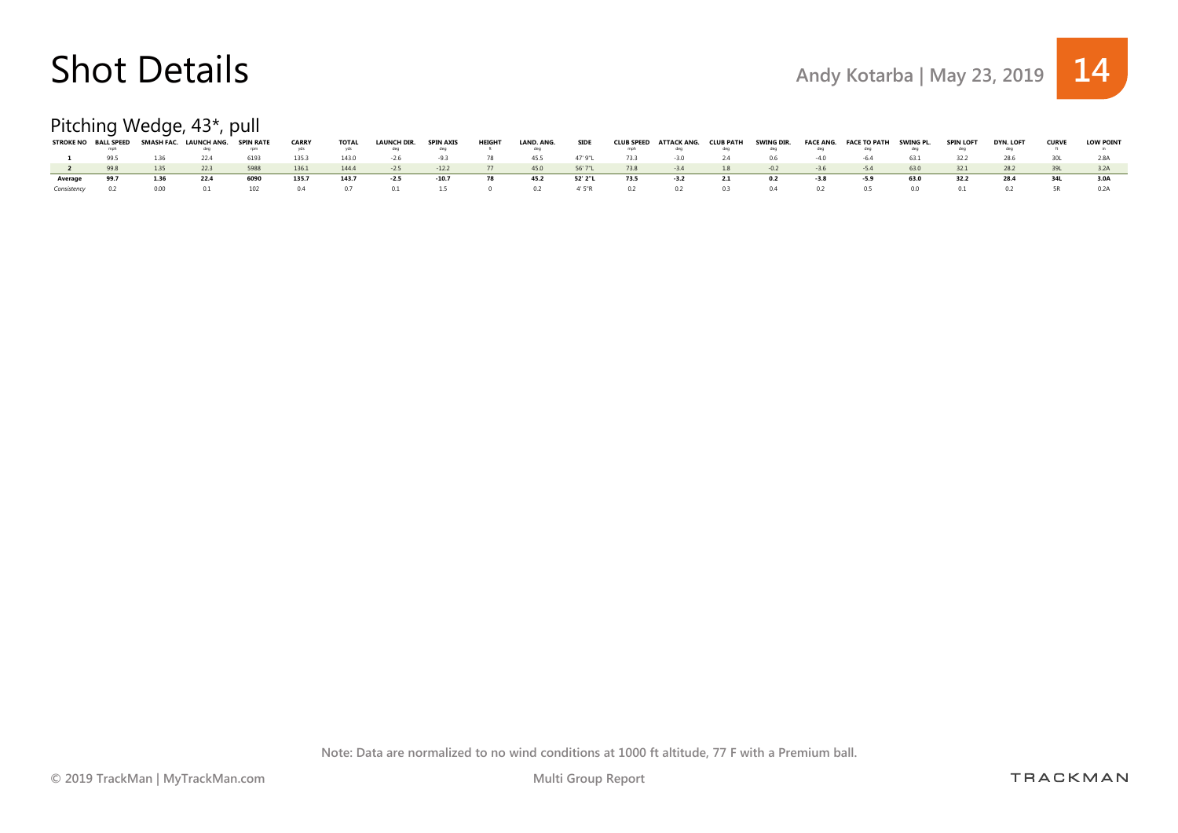# Shot Details

Andy Kotarba | May 23, 2019

## Pitching Wedge, 43*, pull

| STROKE NO | BALL SPEED mph | SMASH FAC. | LAUNCH ANG. deg | SPIN RATE rpm | CARRY yds | TOTAL yds | LAUNCH DIR. deg | SPIN AXIS deg | HEIGHT ft | LAND. ANG. deg | SIDE | CLUB SPEED mph | ATTACK ANG. deg | CLUB PATH deg | SWING DIR. deg | FACE ANG. deg | FACE TO PATH deg | SWING PL. deg | SPIN LOFT deg | DYN. LOFT deg | CURVE ft | LOW POINT in |
|---|---|---|---|---|---|---|---|---|---|---|---|---|---|---|---|---|---|---|---|---|---|---|
| 1 | 99.5 | 1.36 | 22.4 | 6193 | 135.3 | 143.0 | -2.6 | -9.3 | 78 | 45.5 | 47' 9"L | 73.3 | -3.0 | 2.4 | 0.6 | -4.0 | -6.4 | 63.1 | 32.2 | 28.6 | 30L | 2.8A |
| 2 | 99.8 | 1.35 | 22.3 | 5988 | 136.1 | 144.4 | -2.5 | -12.2 | 77 | 45.0 | 56' 7"L | 73.8 | -3.4 | 1.8 | -0.2 | -3.6 | -5.4 | 63.0 | 32.1 | 28.2 | 39L | 3.2A |
| **Average** | **99.7** | **1.36** | **22.4** | **6090** | **135.7** | **143.7** | **-2.5** | **-10.7** | **78** | **45.2** | **52' 2"L** | **73.5** | **-3.2** | **2.1** | **0.2** | **-3.8** | **-5.9** | **63.0** | **32.2** | **28.4** | **34L** | **3.0A** |
| *Consistency* | 0.2 | 0.00 | 0.1 | 102 | 0.4 | 0.7 | 0.1 | 1.5 | 0 | 0.2 | 4' 5"R | 0.2 | 0.2 | 0.3 | 0.4 | 0.2 | 0.5 | 0.0 | 0.1 | 0.2 | 5R | 0.2A |

Note: Data are normalized to no wind conditions at 1000 ft altitude, 77 F with a Premium ball.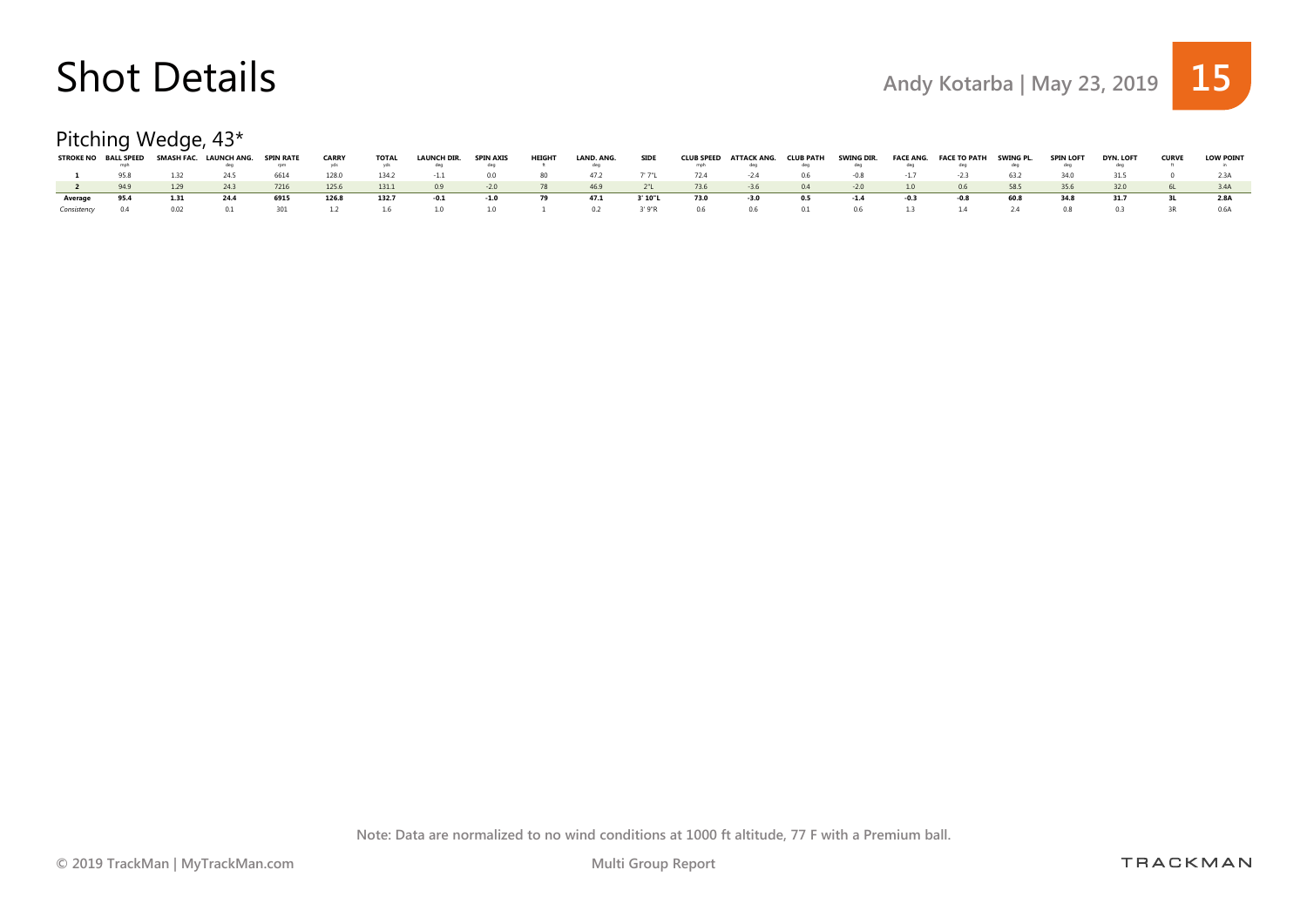# Shot Details

Andy Kotarba | May 23, 2019

## Pitching Wedge, 43*

| STROKE NO | BALL SPEED mph | SMASH FAC. | LAUNCH ANG. deg | SPIN RATE rpm | CARRY yds | TOTAL yds | LAUNCH DIR. deg | SPIN AXIS deg | HEIGHT ft | LAND. ANG. deg | SIDE | CLUB SPEED mph | ATTACK ANG. deg | CLUB PATH deg | SWING DIR. deg | FACE ANG. deg | FACE TO PATH deg | SWING PL. deg | SPIN LOFT deg | DYN. LOFT deg | CURVE ft | LOW POINT in |
|---|---|---|---|---|---|---|---|---|---|---|---|---|---|---|---|---|---|---|---|---|---|---|
| **1** | 95.8 | 1.32 | 24.5 | 6614 | 128.0 | 134.2 | -1.1 | 0.0 | 80 | 47.2 | 7' 7"L | 72.4 | -2.4 | 0.6 | -0.8 | -1.7 | -2.3 | 63.2 | 34.0 | 31.5 | 0 | 2.3A |
| **2** | 94.9 | 1.29 | 24.3 | 7216 | 125.6 | 131.1 | 0.9 | -2.0 | 78 | 46.9 | 2"L | 73.6 | -3.6 | 0.4 | -2.0 | 1.0 | 0.6 | 58.5 | 35.6 | 32.0 | 6L | 3.4A |
| **Average** | **95.4** | **1.31** | **24.4** | **6915** | **126.8** | **132.7** | **-0.1** | **-1.0** | **79** | **47.1** | **3' 10"L** | **73.0** | **-3.0** | **0.5** | **-1.4** | **-0.3** | **-0.8** | **60.8** | **34.8** | **31.7** | **3L** | **2.8A** |
| *Consistency* | 0.4 | 0.02 | 0.1 | 301 | 1.2 | 1.6 | 1.0 | 1.0 | 1 | 0.2 | 3' 9"R | 0.6 | 0.6 | 0.1 | 0.6 | 1.3 | 1.4 | 2.4 | 0.8 | 0.3 | 3R | 0.6A |

Note: Data are normalized to no wind conditions at 1000 ft altitude, 77 F with a Premium ball.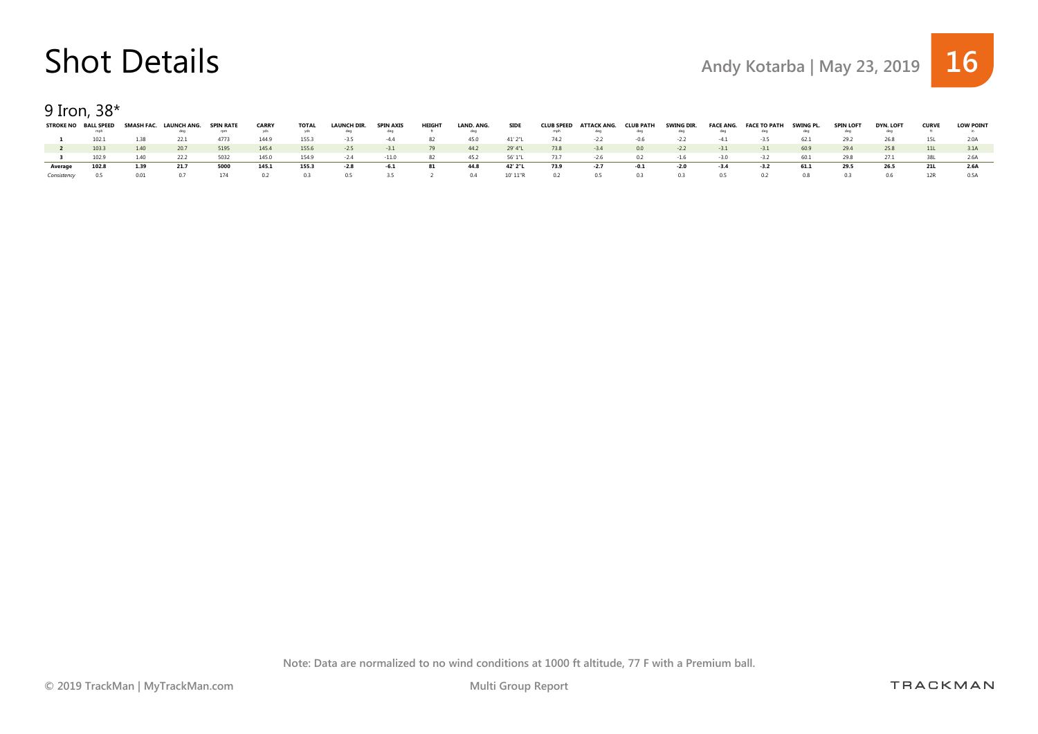# Shot Details

Andy Kotarba | May 23, 2019

## 9 Iron, 38*

| STROKE NO | BALL SPEED mph | SMASH FAC. | LAUNCH ANG. deg | SPIN RATE rpm | CARRY yds | TOTAL yds | LAUNCH DIR. deg | SPIN AXIS deg | HEIGHT ft | LAND. ANG. deg | SIDE | CLUB SPEED mph | ATTACK ANG. deg | CLUB PATH deg | SWING DIR. deg | FACE ANG. deg | FACE TO PATH deg | SWING PL. deg | SPIN LOFT deg | DYN. LOFT deg | CURVE ft | LOW POINT in |
|---|---|---|---|---|---|---|---|---|---|---|---|---|---|---|---|---|---|---|---|---|---|---|
| **1** | 102.1 | 1.38 | 22.1 | 4773 | 144.9 | 155.3 | -3.5 | -4.4 | 82 | 45.0 | 41' 2"L | 74.2 | -2.2 | -0.6 | -2.2 | -4.1 | -3.5 | 62.1 | 29.2 | 26.8 | 15L | 2.0A |
| **2** | 103.3 | 1.40 | 20.7 | 5195 | 145.4 | 155.6 | -2.5 | -3.1 | 79 | 44.2 | 29' 4"L | 73.8 | -3.4 | 0.0 | -2.2 | -3.1 | -3.1 | 60.9 | 29.4 | 25.8 | 11L | 3.1A |
| **3** | 102.9 | 1.40 | 22.2 | 5032 | 145.0 | 154.9 | -2.4 | -11.0 | 82 | 45.2 | 56' 1"L | 73.7 | -2.6 | 0.2 | -1.6 | -3.0 | -3.2 | 60.1 | 29.8 | 27.1 | 38L | 2.6A |
| **Average** | **102.8** | **1.39** | **21.7** | **5000** | **145.1** | **155.3** | **-2.8** | **-6.1** | **81** | **44.8** | **42' 2"L** | **73.9** | **-2.7** | **-0.1** | **-2.0** | **-3.4** | **-3.2** | **61.1** | **29.5** | **26.5** | **21L** | **2.6A** |
| *Consistency* | 0.5 | 0.01 | 0.7 | 174 | 0.2 | 0.3 | 0.5 | 3.5 | 2 | 0.4 | 10' 11"R | 0.2 | 0.5 | 0.3 | 0.3 | 0.5 | 0.2 | 0.8 | 0.3 | 0.6 | 12R | 0.5A |

Note: Data are normalized to no wind conditions at 1000 ft altitude, 77 F with a Premium ball.

© 2019 TrackMan | MyTrackMan.com

Multi Group Report

TRACKMAN